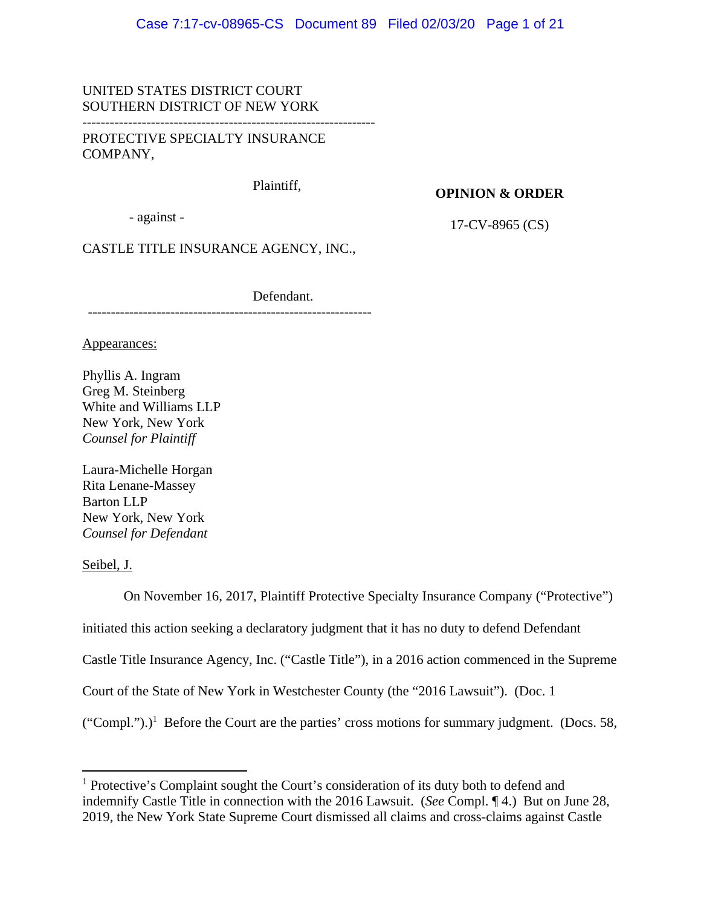UNITED STATES DISTRICT COURT
SOUTHERN DISTRICT OF NEW YORK

---

PROTECTIVE SPECIALTY INSURANCE COMPANY,

Plaintiff,

- against -

CASTLE TITLE INSURANCE AGENCY, INC.,

Defendant.

---

**OPINION & ORDER**

17-CV-8965 (CS)

Appearances:

Phyllis A. Ingram
Greg M. Steinberg
White and Williams LLP
New York, New York
*Counsel for Plaintiff*

Laura-Michelle Horgan
Rita Lenane-Massey
Barton LLP
New York, New York
*Counsel for Defendant*

Seibel, J.

On November 16, 2017, Plaintiff Protective Specialty Insurance Company ("Protective") initiated this action seeking a declaratory judgment that it has no duty to defend Defendant Castle Title Insurance Agency, Inc. ("Castle Title"), in a 2016 action commenced in the Supreme Court of the State of New York in Westchester County (the "2016 Lawsuit"). (Doc. 1 ("Compl.").)[1] Before the Court are the parties' cross motions for summary judgment. (Docs. 58,

---

[1] Protective's Complaint sought the Court's consideration of its duty both to defend and indemnify Castle Title in connection with the 2016 Lawsuit. (*See* Compl. ¶ 4.) But on June 28, 2019, the New York State Supreme Court dismissed all claims and cross-claims against Castle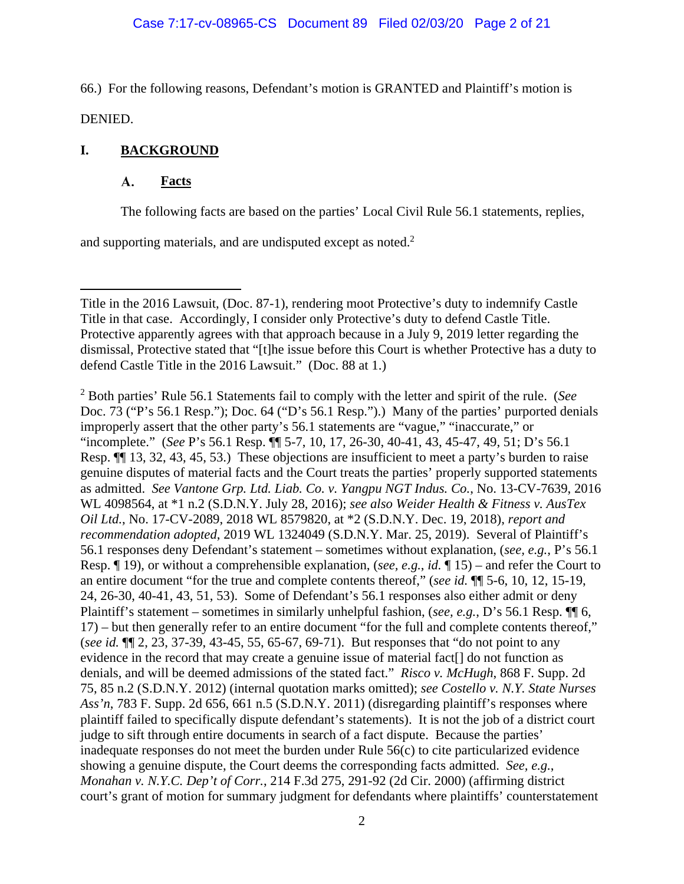66.) For the following reasons, Defendant's motion is GRANTED and Plaintiff's motion is DENIED.

## I. BACKGROUND

### A. Facts

The following facts are based on the parties' Local Civil Rule 56.1 statements, replies, and supporting materials, and are undisputed except as noted.[2]

---

Title in the 2016 Lawsuit, (Doc. 87-1), rendering moot Protective's duty to indemnify Castle Title in that case. Accordingly, I consider only Protective's duty to defend Castle Title. Protective apparently agrees with that approach because in a July 9, 2019 letter regarding the dismissal, Protective stated that "[t]he issue before this Court is whether Protective has a duty to defend Castle Title in the 2016 Lawsuit." (Doc. 88 at 1.)

[2] Both parties' Rule 56.1 Statements fail to comply with the letter and spirit of the rule. (*See* Doc. 73 ("P's 56.1 Resp."); Doc. 64 ("D's 56.1 Resp.").) Many of the parties' purported denials improperly assert that the other party's 56.1 statements are "vague," "inaccurate," or "incomplete." (*See* P's 56.1 Resp. ¶¶ 5-7, 10, 17, 26-30, 40-41, 43, 45-47, 49, 51; D's 56.1 Resp. ¶¶ 13, 32, 43, 45, 53.) These objections are insufficient to meet a party's burden to raise genuine disputes of material facts and the Court treats the parties' properly supported statements as admitted. *See Vantone Grp. Ltd. Liab. Co. v. Yangpu NGT Indus. Co.*, No. 13-CV-7639, 2016 WL 4098564, at *1 n.2 (S.D.N.Y. July 28, 2016); *see also Weider Health & Fitness v. AusTex Oil Ltd.*, No. 17-CV-2089, 2018 WL 8579820, at *2 (S.D.N.Y. Dec. 19, 2018), *report and recommendation adopted*, 2019 WL 1324049 (S.D.N.Y. Mar. 25, 2019). Several of Plaintiff's 56.1 responses deny Defendant's statement – sometimes without explanation, (*see, e.g.*, P's 56.1 Resp. ¶ 19), or without a comprehensible explanation, (*see, e.g.*, *id.* ¶ 15) – and refer the Court to an entire document "for the true and complete contents thereof," (*see id.* ¶¶ 5-6, 10, 12, 15-19, 24, 26-30, 40-41, 43, 51, 53). Some of Defendant's 56.1 responses also either admit or deny Plaintiff's statement – sometimes in similarly unhelpful fashion, (*see, e.g.*, D's 56.1 Resp. ¶¶ 6, 17) – but then generally refer to an entire document "for the full and complete contents thereof," (*see id.* ¶¶ 2, 23, 37-39, 43-45, 55, 65-67, 69-71). But responses that "do not point to any evidence in the record that may create a genuine issue of material fact[] do not function as denials, and will be deemed admissions of the stated fact." *Risco v. McHugh*, 868 F. Supp. 2d 75, 85 n.2 (S.D.N.Y. 2012) (internal quotation marks omitted); *see Costello v. N.Y. State Nurses Ass'n*, 783 F. Supp. 2d 656, 661 n.5 (S.D.N.Y. 2011) (disregarding plaintiff's responses where plaintiff failed to specifically dispute defendant's statements). It is not the job of a district court judge to sift through entire documents in search of a fact dispute. Because the parties' inadequate responses do not meet the burden under Rule 56(c) to cite particularized evidence showing a genuine dispute, the Court deems the corresponding facts admitted. *See, e.g.*, *Monahan v. N.Y.C. Dep't of Corr.*, 214 F.3d 275, 291-92 (2d Cir. 2000) (affirming district court's grant of motion for summary judgment for defendants where plaintiffs' counterstatement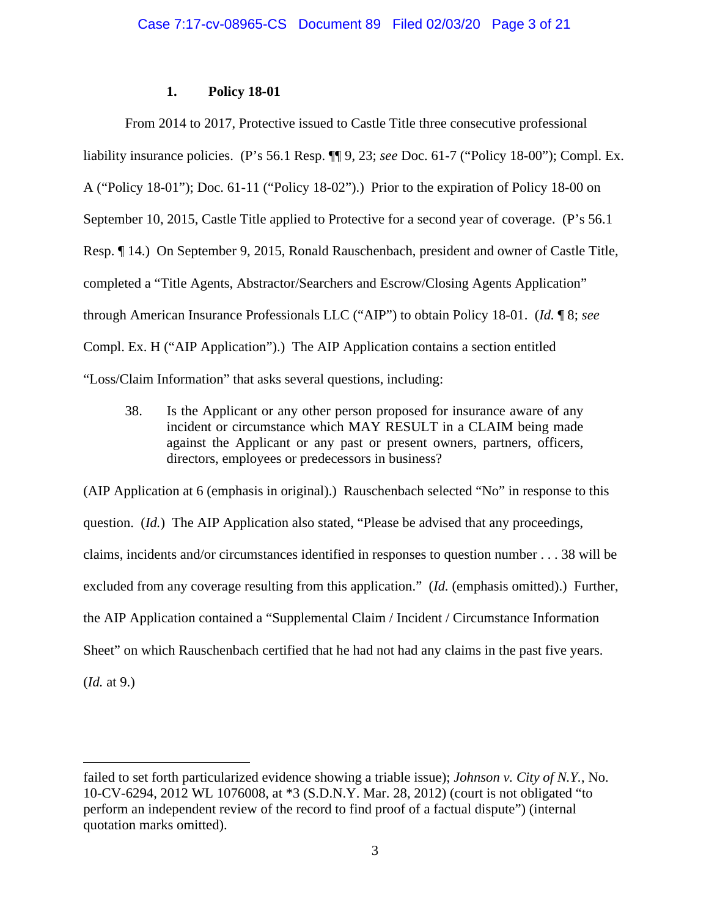### 1. Policy 18-01

From 2014 to 2017, Protective issued to Castle Title three consecutive professional liability insurance policies. (P's 56.1 Resp. ¶¶ 9, 23; *see* Doc. 61-7 ("Policy 18-00"); Compl. Ex. A ("Policy 18-01"); Doc. 61-11 ("Policy 18-02").) Prior to the expiration of Policy 18-00 on September 10, 2015, Castle Title applied to Protective for a second year of coverage. (P's 56.1 Resp. ¶ 14.) On September 9, 2015, Ronald Rauschenbach, president and owner of Castle Title, completed a "Title Agents, Abstractor/Searchers and Escrow/Closing Agents Application" through American Insurance Professionals LLC ("AIP") to obtain Policy 18-01. (*Id.* ¶ 8; *see* Compl. Ex. H ("AIP Application").) The AIP Application contains a section entitled "Loss/Claim Information" that asks several questions, including:

> 38. Is the Applicant or any other person proposed for insurance aware of any incident or circumstance which MAY RESULT in a CLAIM being made against the Applicant or any past or present owners, partners, officers, directors, employees or predecessors in business?

(AIP Application at 6 (emphasis in original).) Rauschenbach selected "No" in response to this question. (*Id.*) The AIP Application also stated, "Please be advised that any proceedings, claims, incidents and/or circumstances identified in responses to question number . . . 38 will be excluded from any coverage resulting from this application." (*Id.* (emphasis omitted).) Further, the AIP Application contained a "Supplemental Claim / Incident / Circumstance Information Sheet" on which Rauschenbach certified that he had not had any claims in the past five years. (*Id.* at 9.)

---

failed to set forth particularized evidence showing a triable issue); *Johnson v. City of N.Y.*, No. 10-CV-6294, 2012 WL 1076008, at *3 (S.D.N.Y. Mar. 28, 2012) (court is not obligated "to perform an independent review of the record to find proof of a factual dispute") (internal quotation marks omitted).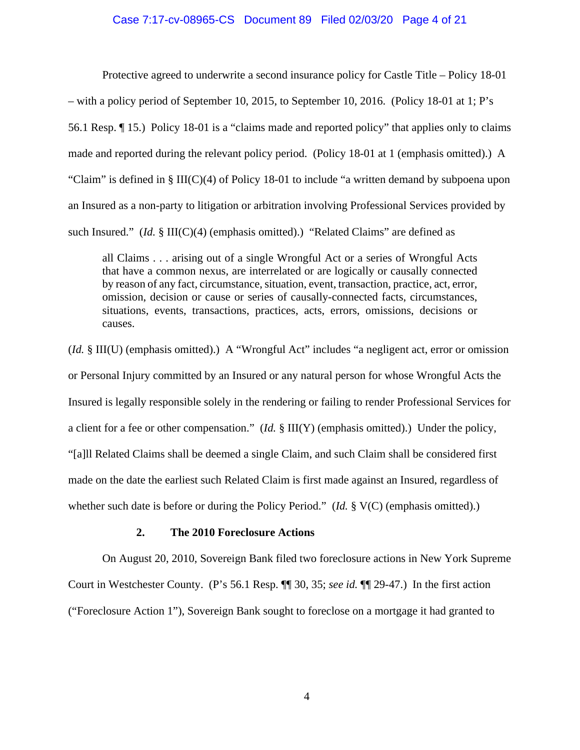Protective agreed to underwrite a second insurance policy for Castle Title – Policy 18-01 – with a policy period of September 10, 2015, to September 10, 2016. (Policy 18-01 at 1; P's 56.1 Resp. ¶ 15.) Policy 18-01 is a "claims made and reported policy" that applies only to claims made and reported during the relevant policy period. (Policy 18-01 at 1 (emphasis omitted).) A "Claim" is defined in § III(C)(4) of Policy 18-01 to include "a written demand by subpoena upon an Insured as a non-party to litigation or arbitration involving Professional Services provided by such Insured." (*Id.* § III(C)(4) (emphasis omitted).) "Related Claims" are defined as

> all Claims . . . arising out of a single Wrongful Act or a series of Wrongful Acts that have a common nexus, are interrelated or are logically or causally connected by reason of any fact, circumstance, situation, event, transaction, practice, act, error, omission, decision or cause or series of causally-connected facts, circumstances, situations, events, transactions, practices, acts, errors, omissions, decisions or causes.

(*Id.* § III(U) (emphasis omitted).) A "Wrongful Act" includes "a negligent act, error or omission or Personal Injury committed by an Insured or any natural person for whose Wrongful Acts the Insured is legally responsible solely in the rendering or failing to render Professional Services for a client for a fee or other compensation." (*Id.* § III(Y) (emphasis omitted).) Under the policy, "[a]ll Related Claims shall be deemed a single Claim, and such Claim shall be considered first made on the date the earliest such Related Claim is first made against an Insured, regardless of whether such date is before or during the Policy Period." (*Id.* § V(C) (emphasis omitted).)

### 2. The 2010 Foreclosure Actions

On August 20, 2010, Sovereign Bank filed two foreclosure actions in New York Supreme Court in Westchester County. (P's 56.1 Resp. ¶¶ 30, 35; *see id.* ¶¶ 29-47.) In the first action ("Foreclosure Action 1"), Sovereign Bank sought to foreclose on a mortgage it had granted to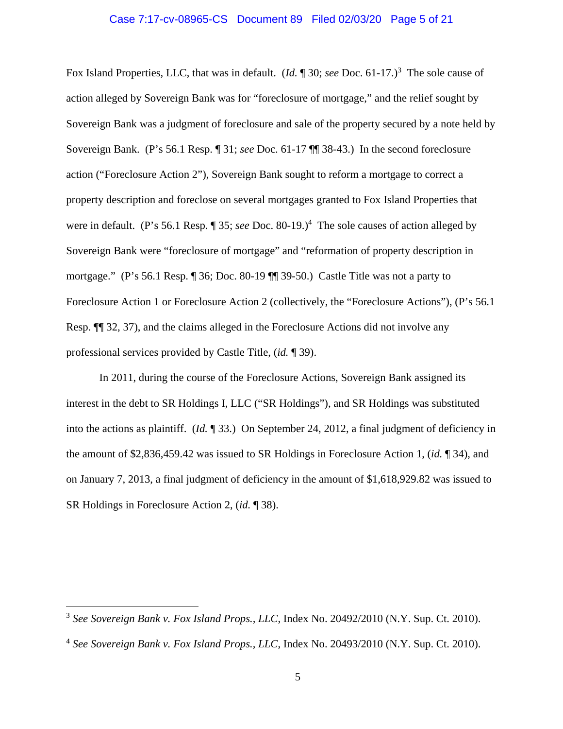Fox Island Properties, LLC, that was in default. (*Id.* ¶ 30; *see* Doc. 61-17.)[3] The sole cause of action alleged by Sovereign Bank was for "foreclosure of mortgage," and the relief sought by Sovereign Bank was a judgment of foreclosure and sale of the property secured by a note held by Sovereign Bank. (P's 56.1 Resp. ¶ 31; *see* Doc. 61-17 ¶¶ 38-43.) In the second foreclosure action ("Foreclosure Action 2"), Sovereign Bank sought to reform a mortgage to correct a property description and foreclose on several mortgages granted to Fox Island Properties that were in default. (P's 56.1 Resp. ¶ 35; *see* Doc. 80-19.)[4] The sole causes of action alleged by Sovereign Bank were "foreclosure of mortgage" and "reformation of property description in mortgage." (P's 56.1 Resp. ¶ 36; Doc. 80-19 ¶¶ 39-50.) Castle Title was not a party to Foreclosure Action 1 or Foreclosure Action 2 (collectively, the "Foreclosure Actions"), (P's 56.1 Resp. ¶¶ 32, 37), and the claims alleged in the Foreclosure Actions did not involve any professional services provided by Castle Title, (*id.* ¶ 39).

In 2011, during the course of the Foreclosure Actions, Sovereign Bank assigned its interest in the debt to SR Holdings I, LLC ("SR Holdings"), and SR Holdings was substituted into the actions as plaintiff. (*Id.* ¶ 33.) On September 24, 2012, a final judgment of deficiency in the amount of $2,836,459.42 was issued to SR Holdings in Foreclosure Action 1, (*id.* ¶ 34), and on January 7, 2013, a final judgment of deficiency in the amount of $1,618,929.82 was issued to SR Holdings in Foreclosure Action 2, (*id.* ¶ 38).

---

[3] *See Sovereign Bank v. Fox Island Props., LLC*, Index No. 20492/2010 (N.Y. Sup. Ct. 2010).

[4] *See Sovereign Bank v. Fox Island Props., LLC*, Index No. 20493/2010 (N.Y. Sup. Ct. 2010).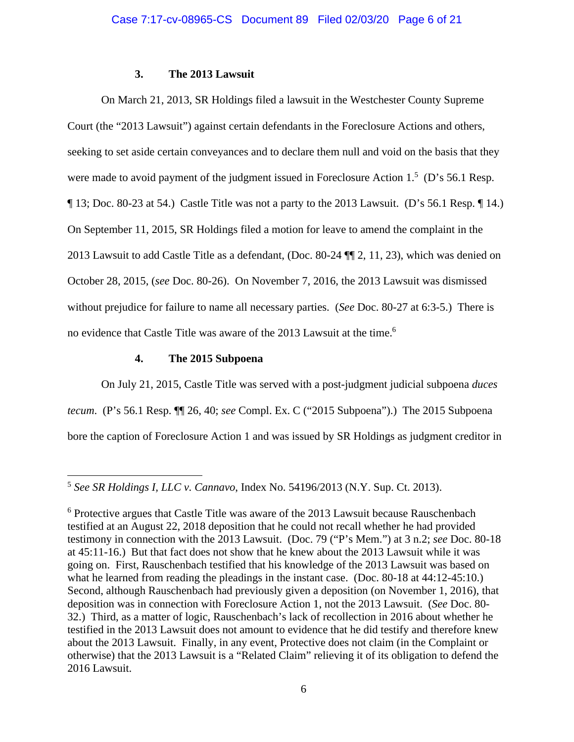### 3. The 2013 Lawsuit

On March 21, 2013, SR Holdings filed a lawsuit in the Westchester County Supreme Court (the "2013 Lawsuit") against certain defendants in the Foreclosure Actions and others, seeking to set aside certain conveyances and to declare them null and void on the basis that they were made to avoid payment of the judgment issued in Foreclosure Action 1.[5] (D's 56.1 Resp. ¶ 13; Doc. 80-23 at 54.) Castle Title was not a party to the 2013 Lawsuit. (D's 56.1 Resp. ¶ 14.) On September 11, 2015, SR Holdings filed a motion for leave to amend the complaint in the 2013 Lawsuit to add Castle Title as a defendant, (Doc. 80-24 ¶¶ 2, 11, 23), which was denied on October 28, 2015, (*see* Doc. 80-26). On November 7, 2016, the 2013 Lawsuit was dismissed without prejudice for failure to name all necessary parties. (*See* Doc. 80-27 at 6:3-5.) There is no evidence that Castle Title was aware of the 2013 Lawsuit at the time.[6]

### 4. The 2015 Subpoena

On July 21, 2015, Castle Title was served with a post-judgment judicial subpoena *duces tecum*. (P's 56.1 Resp. ¶¶ 26, 40; *see* Compl. Ex. C ("2015 Subpoena").) The 2015 Subpoena bore the caption of Foreclosure Action 1 and was issued by SR Holdings as judgment creditor in

---

[5] *See SR Holdings I, LLC v. Cannavo*, Index No. 54196/2013 (N.Y. Sup. Ct. 2013).

[6] Protective argues that Castle Title was aware of the 2013 Lawsuit because Rauschenbach testified at an August 22, 2018 deposition that he could not recall whether he had provided testimony in connection with the 2013 Lawsuit. (Doc. 79 ("P's Mem.") at 3 n.2; *see* Doc. 80-18 at 45:11-16.) But that fact does not show that he knew about the 2013 Lawsuit while it was going on. First, Rauschenbach testified that his knowledge of the 2013 Lawsuit was based on what he learned from reading the pleadings in the instant case. (Doc. 80-18 at 44:12-45:10.) Second, although Rauschenbach had previously given a deposition (on November 1, 2016), that deposition was in connection with Foreclosure Action 1, not the 2013 Lawsuit. (*See* Doc. 80-32.) Third, as a matter of logic, Rauschenbach's lack of recollection in 2016 about whether he testified in the 2013 Lawsuit does not amount to evidence that he did testify and therefore knew about the 2013 Lawsuit. Finally, in any event, Protective does not claim (in the Complaint or otherwise) that the 2013 Lawsuit is a "Related Claim" relieving it of its obligation to defend the 2016 Lawsuit.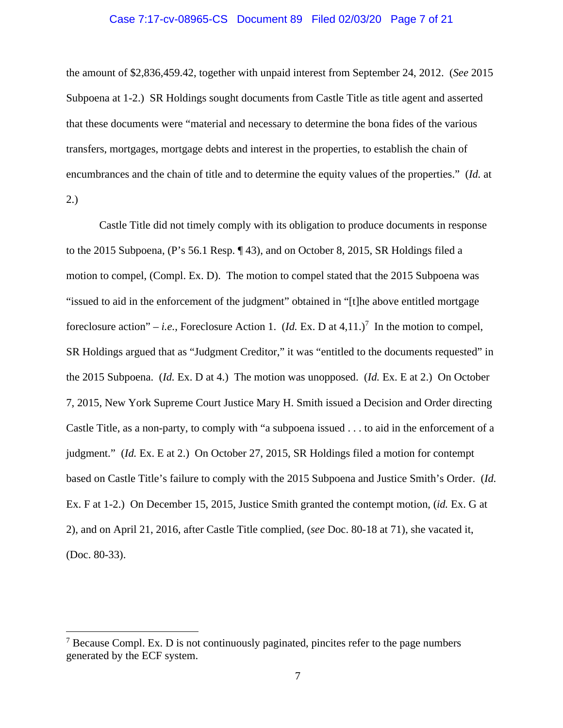the amount of $2,836,459.42, together with unpaid interest from September 24, 2012. (*See* 2015 Subpoena at 1-2.) SR Holdings sought documents from Castle Title as title agent and asserted that these documents were "material and necessary to determine the bona fides of the various transfers, mortgages, mortgage debts and interest in the properties, to establish the chain of encumbrances and the chain of title and to determine the equity values of the properties." (*Id.* at 2.)

Castle Title did not timely comply with its obligation to produce documents in response to the 2015 Subpoena, (P's 56.1 Resp. ¶ 43), and on October 8, 2015, SR Holdings filed a motion to compel, (Compl. Ex. D). The motion to compel stated that the 2015 Subpoena was "issued to aid in the enforcement of the judgment" obtained in "[t]he above entitled mortgage foreclosure action" – *i.e.*, Foreclosure Action 1. (*Id.* Ex. D at 4,11.)[7] In the motion to compel, SR Holdings argued that as "Judgment Creditor," it was "entitled to the documents requested" in the 2015 Subpoena. (*Id.* Ex. D at 4.) The motion was unopposed. (*Id.* Ex. E at 2.) On October 7, 2015, New York Supreme Court Justice Mary H. Smith issued a Decision and Order directing Castle Title, as a non-party, to comply with "a subpoena issued . . . to aid in the enforcement of a judgment." (*Id.* Ex. E at 2.) On October 27, 2015, SR Holdings filed a motion for contempt based on Castle Title's failure to comply with the 2015 Subpoena and Justice Smith's Order. (*Id.* Ex. F at 1-2.) On December 15, 2015, Justice Smith granted the contempt motion, (*id.* Ex. G at 2), and on April 21, 2016, after Castle Title complied, (*see* Doc. 80-18 at 71), she vacated it, (Doc. 80-33).

---

[7] Because Compl. Ex. D is not continuously paginated, pincites refer to the page numbers generated by the ECF system.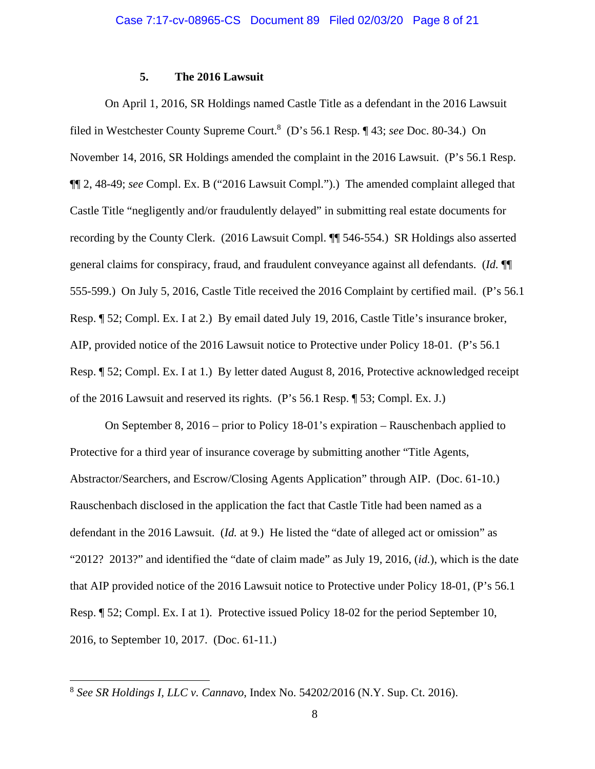### 5. The 2016 Lawsuit

On April 1, 2016, SR Holdings named Castle Title as a defendant in the 2016 Lawsuit filed in Westchester County Supreme Court.[8] (D's 56.1 Resp. ¶ 43; *see* Doc. 80-34.) On November 14, 2016, SR Holdings amended the complaint in the 2016 Lawsuit. (P's 56.1 Resp. ¶¶ 2, 48-49; *see* Compl. Ex. B ("2016 Lawsuit Compl.").) The amended complaint alleged that Castle Title "negligently and/or fraudulently delayed" in submitting real estate documents for recording by the County Clerk. (2016 Lawsuit Compl. ¶¶ 546-554.) SR Holdings also asserted general claims for conspiracy, fraud, and fraudulent conveyance against all defendants. (*Id.* ¶¶ 555-599.) On July 5, 2016, Castle Title received the 2016 Complaint by certified mail. (P's 56.1 Resp. ¶ 52; Compl. Ex. I at 2.) By email dated July 19, 2016, Castle Title's insurance broker, AIP, provided notice of the 2016 Lawsuit notice to Protective under Policy 18-01. (P's 56.1 Resp. ¶ 52; Compl. Ex. I at 1.) By letter dated August 8, 2016, Protective acknowledged receipt of the 2016 Lawsuit and reserved its rights. (P's 56.1 Resp. ¶ 53; Compl. Ex. J.)

On September 8, 2016 – prior to Policy 18-01's expiration – Rauschenbach applied to Protective for a third year of insurance coverage by submitting another "Title Agents, Abstractor/Searchers, and Escrow/Closing Agents Application" through AIP. (Doc. 61-10.) Rauschenbach disclosed in the application the fact that Castle Title had been named as a defendant in the 2016 Lawsuit. (*Id.* at 9.) He listed the "date of alleged act or omission" as "2012? 2013?" and identified the "date of claim made" as July 19, 2016, (*id.*), which is the date that AIP provided notice of the 2016 Lawsuit notice to Protective under Policy 18-01, (P's 56.1 Resp. ¶ 52; Compl. Ex. I at 1). Protective issued Policy 18-02 for the period September 10, 2016, to September 10, 2017. (Doc. 61-11.)

---

[8] *See SR Holdings I, LLC v. Cannavo*, Index No. 54202/2016 (N.Y. Sup. Ct. 2016).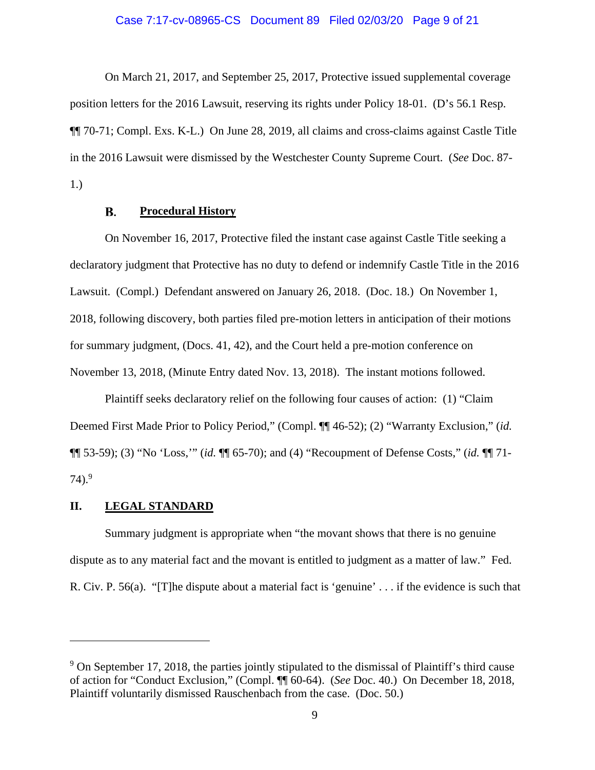On March 21, 2017, and September 25, 2017, Protective issued supplemental coverage position letters for the 2016 Lawsuit, reserving its rights under Policy 18-01. (D's 56.1 Resp. ¶¶ 70-71; Compl. Exs. K-L.) On June 28, 2019, all claims and cross-claims against Castle Title in the 2016 Lawsuit were dismissed by the Westchester County Supreme Court. (*See* Doc. 87-1.)

### B. Procedural History

On November 16, 2017, Protective filed the instant case against Castle Title seeking a declaratory judgment that Protective has no duty to defend or indemnify Castle Title in the 2016 Lawsuit. (Compl.) Defendant answered on January 26, 2018. (Doc. 18.) On November 1, 2018, following discovery, both parties filed pre-motion letters in anticipation of their motions for summary judgment, (Docs. 41, 42), and the Court held a pre-motion conference on November 13, 2018, (Minute Entry dated Nov. 13, 2018). The instant motions followed.

Plaintiff seeks declaratory relief on the following four causes of action: (1) "Claim Deemed First Made Prior to Policy Period," (Compl. ¶¶ 46-52); (2) "Warranty Exclusion," (*id.* ¶¶ 53-59); (3) "No 'Loss,'" (*id.* ¶¶ 65-70); and (4) "Recoupment of Defense Costs," (*id.* ¶¶ 71-74).[9]

## II. LEGAL STANDARD

Summary judgment is appropriate when "the movant shows that there is no genuine dispute as to any material fact and the movant is entitled to judgment as a matter of law." Fed. R. Civ. P. 56(a). "[T]he dispute about a material fact is 'genuine' . . . if the evidence is such that

---

[9] On September 17, 2018, the parties jointly stipulated to the dismissal of Plaintiff's third cause of action for "Conduct Exclusion," (Compl. ¶¶ 60-64). (*See* Doc. 40.) On December 18, 2018, Plaintiff voluntarily dismissed Rauschenbach from the case. (Doc. 50.)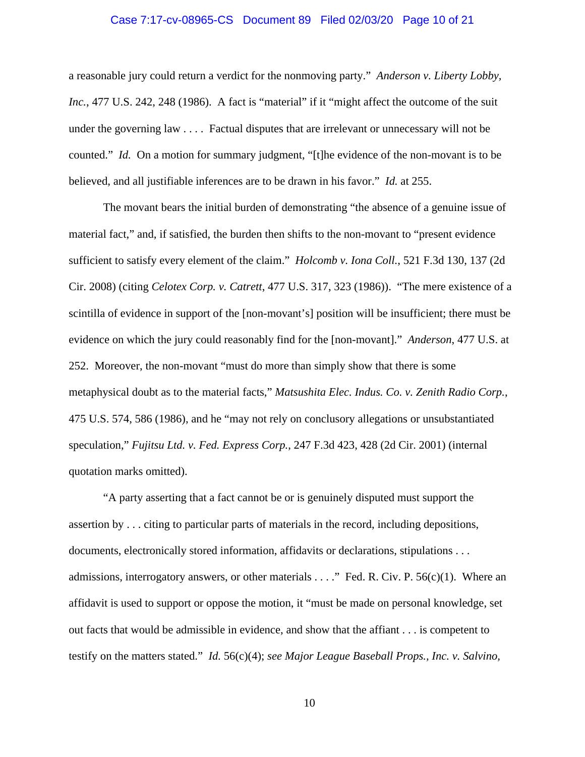a reasonable jury could return a verdict for the nonmoving party." *Anderson v. Liberty Lobby, Inc.*, 477 U.S. 242, 248 (1986). A fact is "material" if it "might affect the outcome of the suit under the governing law . . . . Factual disputes that are irrelevant or unnecessary will not be counted." *Id.* On a motion for summary judgment, "[t]he evidence of the non-movant is to be believed, and all justifiable inferences are to be drawn in his favor." *Id.* at 255.

The movant bears the initial burden of demonstrating "the absence of a genuine issue of material fact," and, if satisfied, the burden then shifts to the non-movant to "present evidence sufficient to satisfy every element of the claim." *Holcomb v. Iona Coll.*, 521 F.3d 130, 137 (2d Cir. 2008) (citing *Celotex Corp. v. Catrett*, 477 U.S. 317, 323 (1986)). "The mere existence of a scintilla of evidence in support of the [non-movant's] position will be insufficient; there must be evidence on which the jury could reasonably find for the [non-movant]." *Anderson*, 477 U.S. at 252. Moreover, the non-movant "must do more than simply show that there is some metaphysical doubt as to the material facts," *Matsushita Elec. Indus. Co. v. Zenith Radio Corp.*, 475 U.S. 574, 586 (1986), and he "may not rely on conclusory allegations or unsubstantiated speculation," *Fujitsu Ltd. v. Fed. Express Corp.*, 247 F.3d 423, 428 (2d Cir. 2001) (internal quotation marks omitted).

"A party asserting that a fact cannot be or is genuinely disputed must support the assertion by . . . citing to particular parts of materials in the record, including depositions, documents, electronically stored information, affidavits or declarations, stipulations . . . admissions, interrogatory answers, or other materials . . . ." Fed. R. Civ. P. 56(c)(1). Where an affidavit is used to support or oppose the motion, it "must be made on personal knowledge, set out facts that would be admissible in evidence, and show that the affiant . . . is competent to testify on the matters stated." *Id.* 56(c)(4); *see Major League Baseball Props., Inc. v. Salvino,*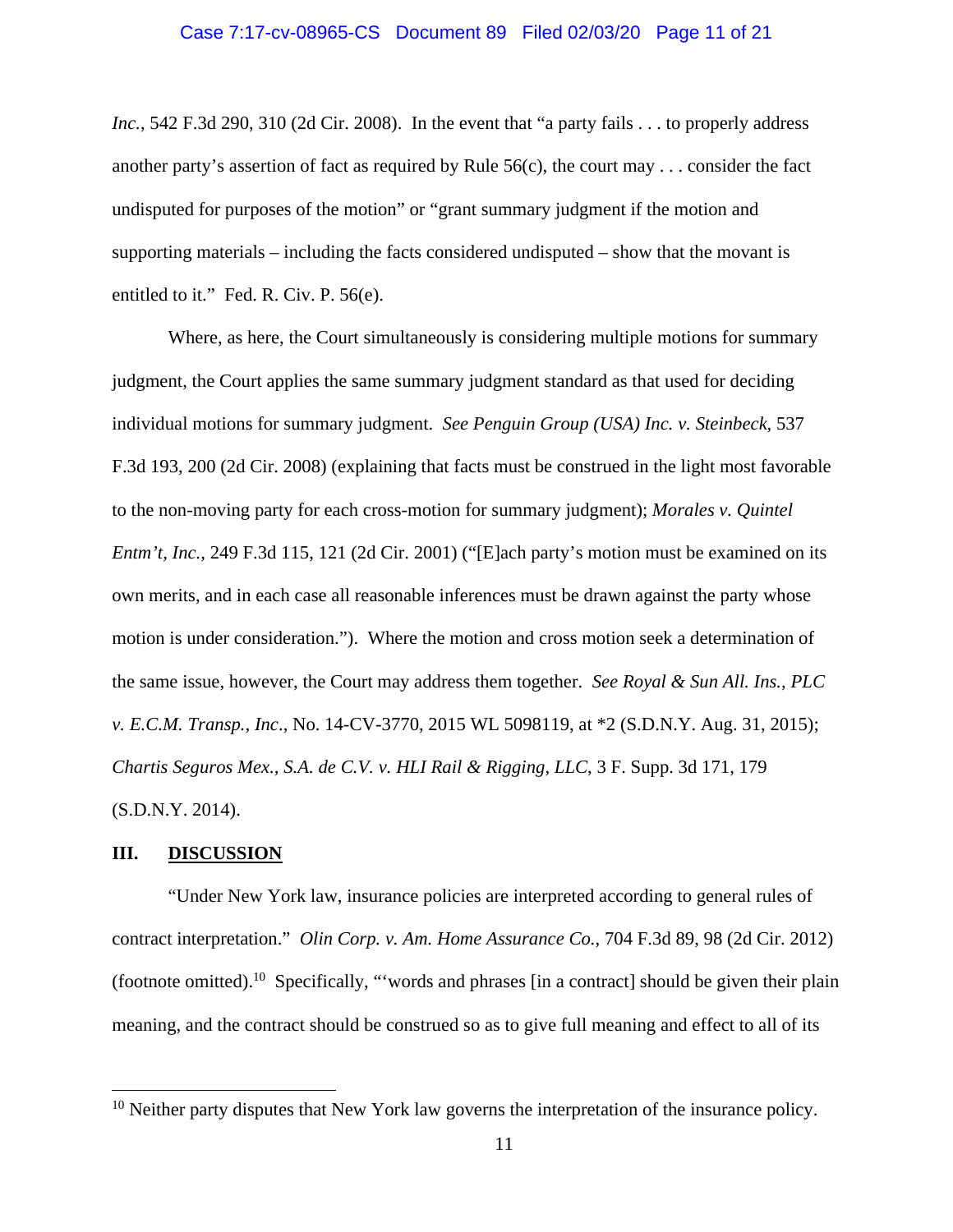*Inc.*, 542 F.3d 290, 310 (2d Cir. 2008). In the event that "a party fails . . . to properly address another party's assertion of fact as required by Rule 56(c), the court may . . . consider the fact undisputed for purposes of the motion" or "grant summary judgment if the motion and supporting materials – including the facts considered undisputed – show that the movant is entitled to it." Fed. R. Civ. P. 56(e).

Where, as here, the Court simultaneously is considering multiple motions for summary judgment, the Court applies the same summary judgment standard as that used for deciding individual motions for summary judgment. *See Penguin Group (USA) Inc. v. Steinbeck*, 537 F.3d 193, 200 (2d Cir. 2008) (explaining that facts must be construed in the light most favorable to the non-moving party for each cross-motion for summary judgment); *Morales v. Quintel Entm't, Inc.*, 249 F.3d 115, 121 (2d Cir. 2001) ("[E]ach party's motion must be examined on its own merits, and in each case all reasonable inferences must be drawn against the party whose motion is under consideration."). Where the motion and cross motion seek a determination of the same issue, however, the Court may address them together. *See Royal & Sun All. Ins., PLC v. E.C.M. Transp., Inc*., No. 14-CV-3770, 2015 WL 5098119, at *2 (S.D.N.Y. Aug. 31, 2015); *Chartis Seguros Mex., S.A. de C.V. v. HLI Rail & Rigging, LLC*, 3 F. Supp. 3d 171, 179 (S.D.N.Y. 2014).

## III. DISCUSSION

"Under New York law, insurance policies are interpreted according to general rules of contract interpretation." *Olin Corp. v. Am. Home Assurance Co.*, 704 F.3d 89, 98 (2d Cir. 2012) (footnote omitted).[10] Specifically, "'words and phrases [in a contract] should be given their plain meaning, and the contract should be construed so as to give full meaning and effect to all of its

---

[10] Neither party disputes that New York law governs the interpretation of the insurance policy.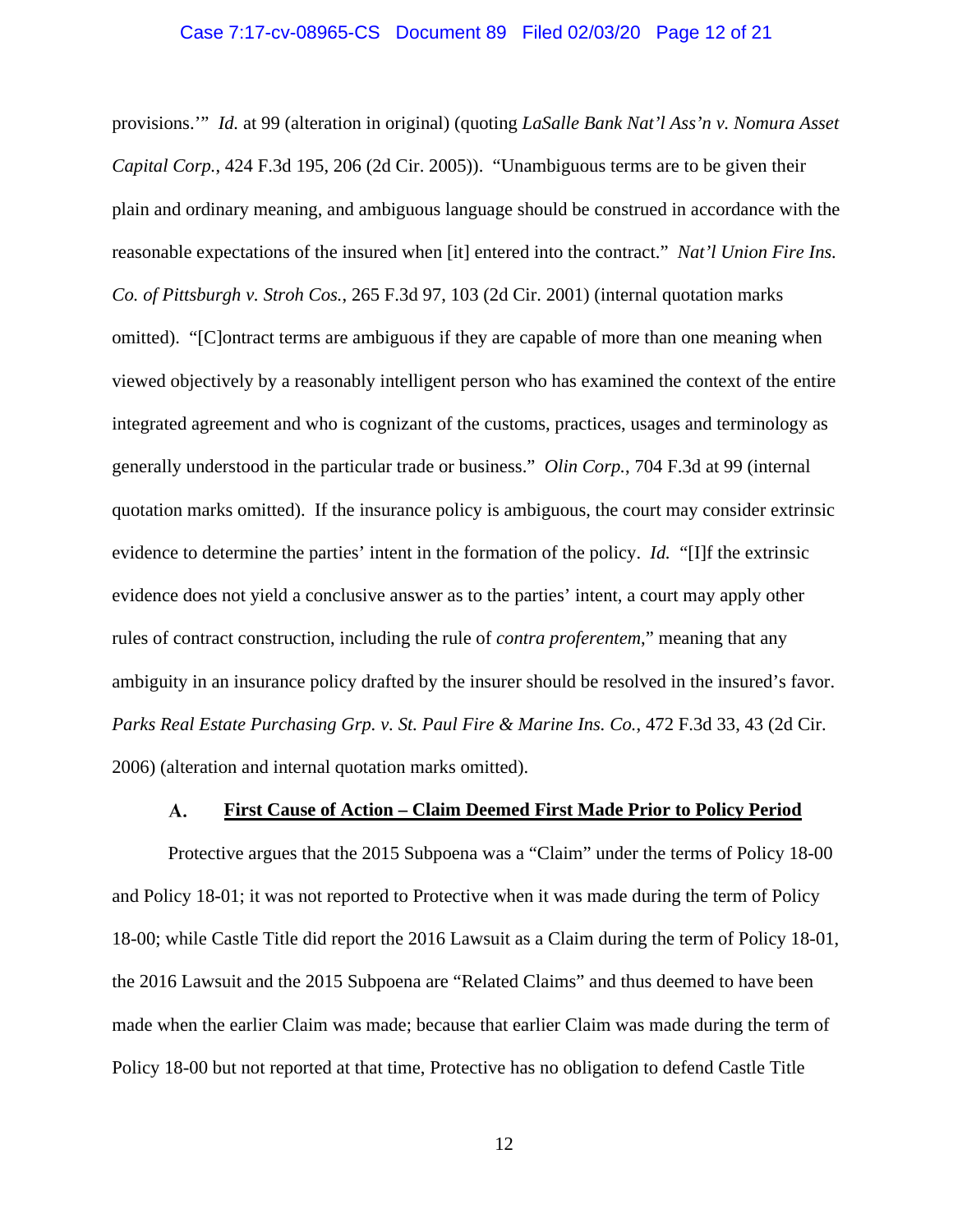provisions.'" *Id.* at 99 (alteration in original) (quoting *LaSalle Bank Nat'l Ass'n v. Nomura Asset Capital Corp.*, 424 F.3d 195, 206 (2d Cir. 2005)). "Unambiguous terms are to be given their plain and ordinary meaning, and ambiguous language should be construed in accordance with the reasonable expectations of the insured when [it] entered into the contract." *Nat'l Union Fire Ins. Co. of Pittsburgh v. Stroh Cos.*, 265 F.3d 97, 103 (2d Cir. 2001) (internal quotation marks omitted). "[C]ontract terms are ambiguous if they are capable of more than one meaning when viewed objectively by a reasonably intelligent person who has examined the context of the entire integrated agreement and who is cognizant of the customs, practices, usages and terminology as generally understood in the particular trade or business." *Olin Corp.*, 704 F.3d at 99 (internal quotation marks omitted). If the insurance policy is ambiguous, the court may consider extrinsic evidence to determine the parties' intent in the formation of the policy. *Id.* "[I]f the extrinsic evidence does not yield a conclusive answer as to the parties' intent, a court may apply other rules of contract construction, including the rule of *contra proferentem*," meaning that any ambiguity in an insurance policy drafted by the insurer should be resolved in the insured's favor. *Parks Real Estate Purchasing Grp. v. St. Paul Fire & Marine Ins. Co.*, 472 F.3d 33, 43 (2d Cir. 2006) (alteration and internal quotation marks omitted).

### A. <u>First Cause of Action – Claim Deemed First Made Prior to Policy Period</u>

Protective argues that the 2015 Subpoena was a "Claim" under the terms of Policy 18-00 and Policy 18-01; it was not reported to Protective when it was made during the term of Policy 18-00; while Castle Title did report the 2016 Lawsuit as a Claim during the term of Policy 18-01, the 2016 Lawsuit and the 2015 Subpoena are "Related Claims" and thus deemed to have been made when the earlier Claim was made; because that earlier Claim was made during the term of Policy 18-00 but not reported at that time, Protective has no obligation to defend Castle Title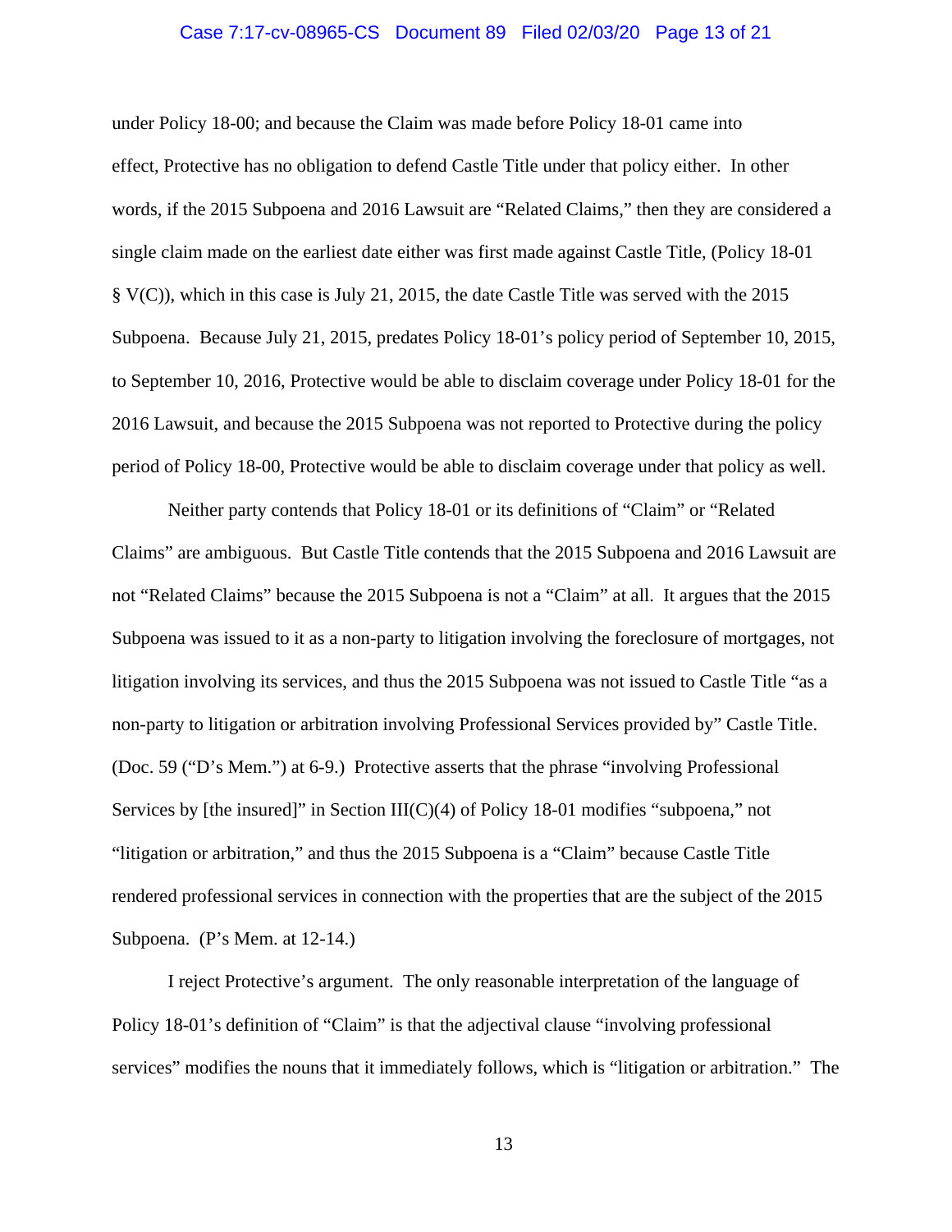under Policy 18-00; and because the Claim was made before Policy 18-01 came into effect, Protective has no obligation to defend Castle Title under that policy either. In other words, if the 2015 Subpoena and 2016 Lawsuit are "Related Claims," then they are considered a single claim made on the earliest date either was first made against Castle Title, (Policy 18-01 § V(C)), which in this case is July 21, 2015, the date Castle Title was served with the 2015 Subpoena. Because July 21, 2015, predates Policy 18-01's policy period of September 10, 2015, to September 10, 2016, Protective would be able to disclaim coverage under Policy 18-01 for the 2016 Lawsuit, and because the 2015 Subpoena was not reported to Protective during the policy period of Policy 18-00, Protective would be able to disclaim coverage under that policy as well.

Neither party contends that Policy 18-01 or its definitions of "Claim" or "Related Claims" are ambiguous. But Castle Title contends that the 2015 Subpoena and 2016 Lawsuit are not "Related Claims" because the 2015 Subpoena is not a "Claim" at all. It argues that the 2015 Subpoena was issued to it as a non-party to litigation involving the foreclosure of mortgages, not litigation involving its services, and thus the 2015 Subpoena was not issued to Castle Title "as a non-party to litigation or arbitration involving Professional Services provided by" Castle Title. (Doc. 59 ("D's Mem.") at 6-9.) Protective asserts that the phrase "involving Professional Services by [the insured]" in Section III(C)(4) of Policy 18-01 modifies "subpoena," not "litigation or arbitration," and thus the 2015 Subpoena is a "Claim" because Castle Title rendered professional services in connection with the properties that are the subject of the 2015 Subpoena. (P's Mem. at 12-14.)

I reject Protective's argument. The only reasonable interpretation of the language of Policy 18-01's definition of "Claim" is that the adjectival clause "involving professional services" modifies the nouns that it immediately follows, which is "litigation or arbitration." The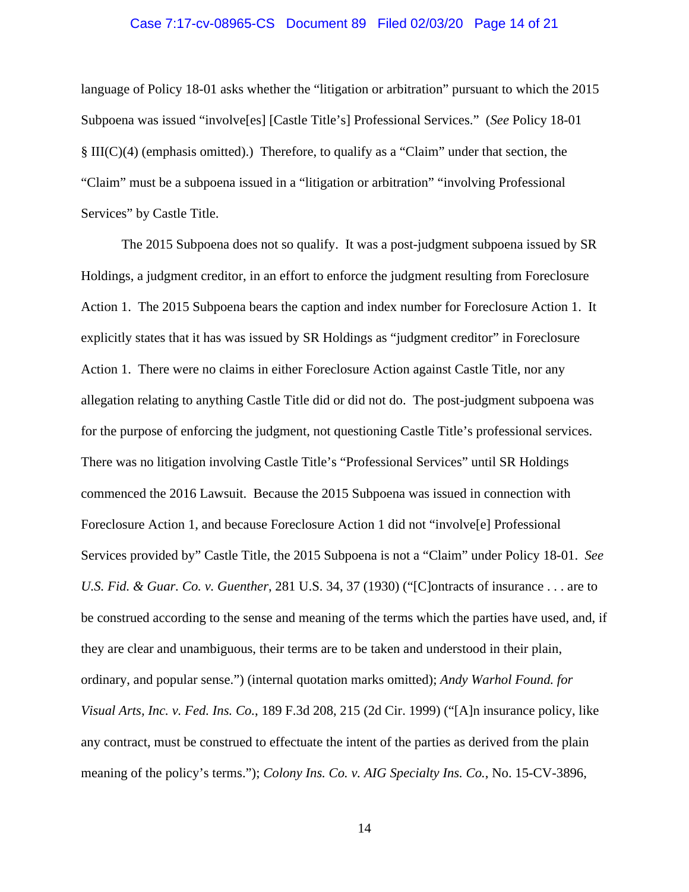language of Policy 18-01 asks whether the "litigation or arbitration" pursuant to which the 2015 Subpoena was issued "involve[es] [Castle Title's] Professional Services." (*See* Policy 18-01 § III(C)(4) (emphasis omitted).) Therefore, to qualify as a "Claim" under that section, the "Claim" must be a subpoena issued in a "litigation or arbitration" "involving Professional Services" by Castle Title.

The 2015 Subpoena does not so qualify. It was a post-judgment subpoena issued by SR Holdings, a judgment creditor, in an effort to enforce the judgment resulting from Foreclosure Action 1. The 2015 Subpoena bears the caption and index number for Foreclosure Action 1. It explicitly states that it has was issued by SR Holdings as "judgment creditor" in Foreclosure Action 1. There were no claims in either Foreclosure Action against Castle Title, nor any allegation relating to anything Castle Title did or did not do. The post-judgment subpoena was for the purpose of enforcing the judgment, not questioning Castle Title's professional services. There was no litigation involving Castle Title's "Professional Services" until SR Holdings commenced the 2016 Lawsuit. Because the 2015 Subpoena was issued in connection with Foreclosure Action 1, and because Foreclosure Action 1 did not "involve[e] Professional Services provided by" Castle Title, the 2015 Subpoena is not a "Claim" under Policy 18-01. *See U.S. Fid. & Guar. Co. v. Guenther*, 281 U.S. 34, 37 (1930) ("[C]ontracts of insurance . . . are to be construed according to the sense and meaning of the terms which the parties have used, and, if they are clear and unambiguous, their terms are to be taken and understood in their plain, ordinary, and popular sense.") (internal quotation marks omitted); *Andy Warhol Found. for Visual Arts, Inc. v. Fed. Ins. Co.*, 189 F.3d 208, 215 (2d Cir. 1999) ("[A]n insurance policy, like any contract, must be construed to effectuate the intent of the parties as derived from the plain meaning of the policy's terms."); *Colony Ins. Co. v. AIG Specialty Ins. Co.*, No. 15-CV-3896,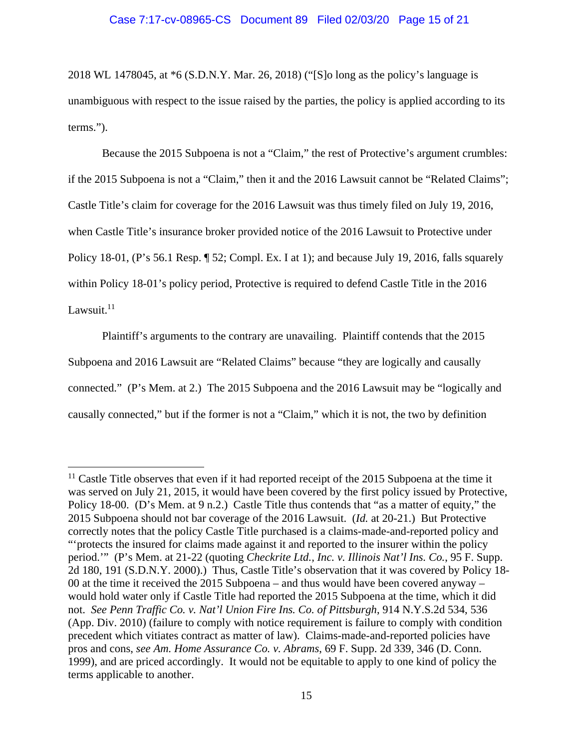2018 WL 1478045, at *6 (S.D.N.Y. Mar. 26, 2018) ("[S]o long as the policy's language is unambiguous with respect to the issue raised by the parties, the policy is applied according to its terms.").

Because the 2015 Subpoena is not a "Claim," the rest of Protective's argument crumbles: if the 2015 Subpoena is not a "Claim," then it and the 2016 Lawsuit cannot be "Related Claims"; Castle Title's claim for coverage for the 2016 Lawsuit was thus timely filed on July 19, 2016, when Castle Title's insurance broker provided notice of the 2016 Lawsuit to Protective under Policy 18-01, (P's 56.1 Resp. ¶ 52; Compl. Ex. I at 1); and because July 19, 2016, falls squarely within Policy 18-01's policy period, Protective is required to defend Castle Title in the 2016 Lawsuit.[11]

Plaintiff's arguments to the contrary are unavailing. Plaintiff contends that the 2015 Subpoena and 2016 Lawsuit are "Related Claims" because "they are logically and causally connected." (P's Mem. at 2.) The 2015 Subpoena and the 2016 Lawsuit may be "logically and causally connected," but if the former is not a "Claim," which it is not, the two by definition

[11] Castle Title observes that even if it had reported receipt of the 2015 Subpoena at the time it was served on July 21, 2015, it would have been covered by the first policy issued by Protective, Policy 18-00. (D's Mem. at 9 n.2.) Castle Title thus contends that "as a matter of equity," the 2015 Subpoena should not bar coverage of the 2016 Lawsuit. (*Id.* at 20-21.) But Protective correctly notes that the policy Castle Title purchased is a claims-made-and-reported policy and "'protects the insured for claims made against it and reported to the insurer within the policy period.'" (P's Mem. at 21-22 (quoting *Checkrite Ltd., Inc. v. Illinois Nat'l Ins. Co.*, 95 F. Supp. 2d 180, 191 (S.D.N.Y. 2000).) Thus, Castle Title's observation that it was covered by Policy 18-00 at the time it received the 2015 Subpoena – and thus would have been covered anyway – would hold water only if Castle Title had reported the 2015 Subpoena at the time, which it did not. *See Penn Traffic Co. v. Nat'l Union Fire Ins. Co. of Pittsburgh*, 914 N.Y.S.2d 534, 536 (App. Div. 2010) (failure to comply with notice requirement is failure to comply with condition precedent which vitiates contract as matter of law). Claims-made-and-reported policies have pros and cons, *see Am. Home Assurance Co. v. Abrams*, 69 F. Supp. 2d 339, 346 (D. Conn. 1999), and are priced accordingly. It would not be equitable to apply to one kind of policy the terms applicable to another.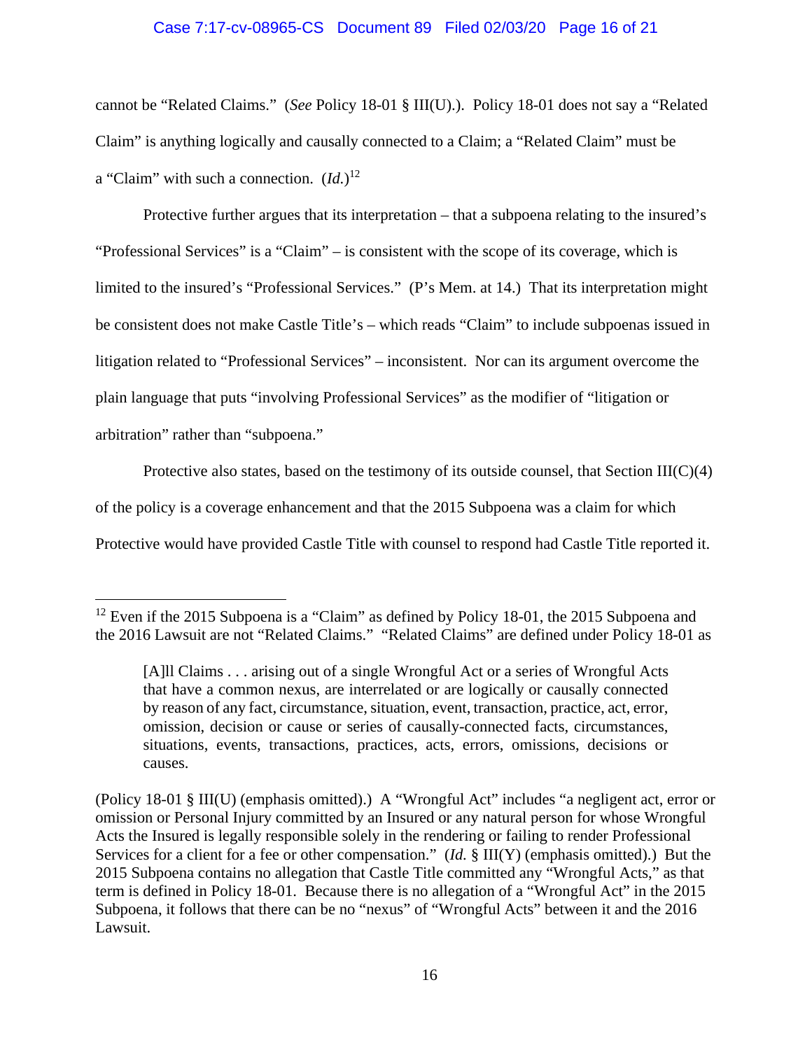cannot be "Related Claims." (*See* Policy 18-01 § III(U).). Policy 18-01 does not say a "Related Claim" is anything logically and causally connected to a Claim; a "Related Claim" must be a "Claim" with such a connection. (*Id.*)[12]

Protective further argues that its interpretation – that a subpoena relating to the insured's "Professional Services" is a "Claim" – is consistent with the scope of its coverage, which is limited to the insured's "Professional Services." (P's Mem. at 14.) That its interpretation might be consistent does not make Castle Title's – which reads "Claim" to include subpoenas issued in litigation related to "Professional Services" – inconsistent. Nor can its argument overcome the plain language that puts "involving Professional Services" as the modifier of "litigation or arbitration" rather than "subpoena."

Protective also states, based on the testimony of its outside counsel, that Section III(C)(4) of the policy is a coverage enhancement and that the 2015 Subpoena was a claim for which Protective would have provided Castle Title with counsel to respond had Castle Title reported it.

---

[12] Even if the 2015 Subpoena is a "Claim" as defined by Policy 18-01, the 2015 Subpoena and the 2016 Lawsuit are not "Related Claims." "Related Claims" are defined under Policy 18-01 as

> [A]ll Claims . . . arising out of a single Wrongful Act or a series of Wrongful Acts that have a common nexus, are interrelated or are logically or causally connected by reason of any fact, circumstance, situation, event, transaction, practice, act, error, omission, decision or cause or series of causally-connected facts, circumstances, situations, events, transactions, practices, acts, errors, omissions, decisions or causes.

(Policy 18-01 § III(U) (emphasis omitted).) A "Wrongful Act" includes "a negligent act, error or omission or Personal Injury committed by an Insured or any natural person for whose Wrongful Acts the Insured is legally responsible solely in the rendering or failing to render Professional Services for a client for a fee or other compensation." (*Id.* § III(Y) (emphasis omitted).) But the 2015 Subpoena contains no allegation that Castle Title committed any "Wrongful Acts," as that term is defined in Policy 18-01. Because there is no allegation of a "Wrongful Act" in the 2015 Subpoena, it follows that there can be no "nexus" of "Wrongful Acts" between it and the 2016 Lawsuit.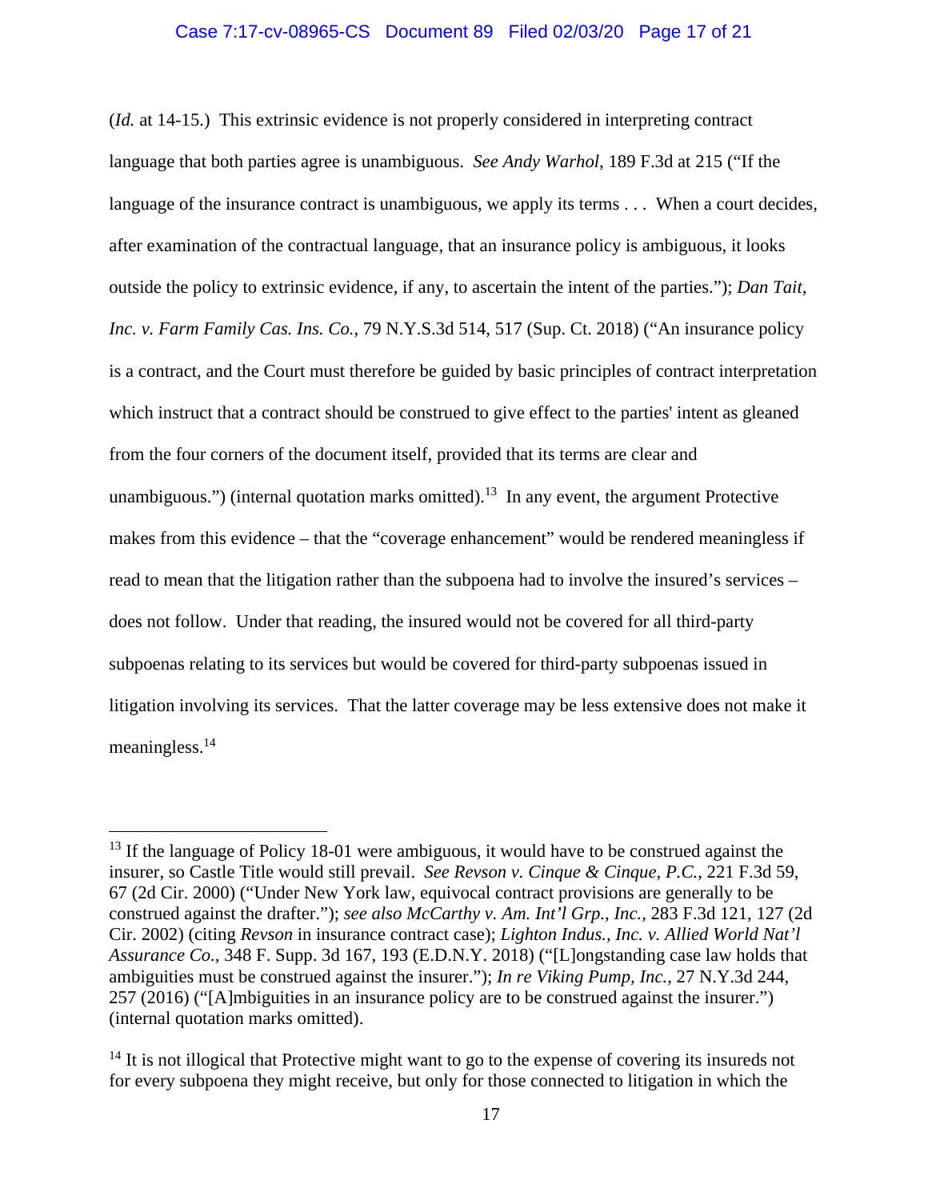(*Id.* at 14-15.) This extrinsic evidence is not properly considered in interpreting contract language that both parties agree is unambiguous. *See Andy Warhol*, 189 F.3d at 215 ("If the language of the insurance contract is unambiguous, we apply its terms . . . When a court decides, after examination of the contractual language, that an insurance policy is ambiguous, it looks outside the policy to extrinsic evidence, if any, to ascertain the intent of the parties."); *Dan Tait, Inc. v. Farm Family Cas. Ins. Co.*, 79 N.Y.S.3d 514, 517 (Sup. Ct. 2018) ("An insurance policy is a contract, and the Court must therefore be guided by basic principles of contract interpretation which instruct that a contract should be construed to give effect to the parties' intent as gleaned from the four corners of the document itself, provided that its terms are clear and unambiguous.") (internal quotation marks omitted).[13] In any event, the argument Protective makes from this evidence – that the "coverage enhancement" would be rendered meaningless if read to mean that the litigation rather than the subpoena had to involve the insured's services – does not follow. Under that reading, the insured would not be covered for all third-party subpoenas relating to its services but would be covered for third-party subpoenas issued in litigation involving its services. That the latter coverage may be less extensive does not make it meaningless.[14]

---

[13] If the language of Policy 18-01 were ambiguous, it would have to be construed against the insurer, so Castle Title would still prevail. *See Revson v. Cinque & Cinque, P.C.*, 221 F.3d 59, 67 (2d Cir. 2000) ("Under New York law, equivocal contract provisions are generally to be construed against the drafter."); *see also McCarthy v. Am. Int'l Grp., Inc.*, 283 F.3d 121, 127 (2d Cir. 2002) (citing *Revson* in insurance contract case); *Lighton Indus., Inc. v. Allied World Nat'l Assurance Co.*, 348 F. Supp. 3d 167, 193 (E.D.N.Y. 2018) ("[L]ongstanding case law holds that ambiguities must be construed against the insurer."); *In re Viking Pump, Inc.*, 27 N.Y.3d 244, 257 (2016) ("[A]mbiguities in an insurance policy are to be construed against the insurer.") (internal quotation marks omitted).

[14] It is not illogical that Protective might want to go to the expense of covering its insureds not for every subpoena they might receive, but only for those connected to litigation in which the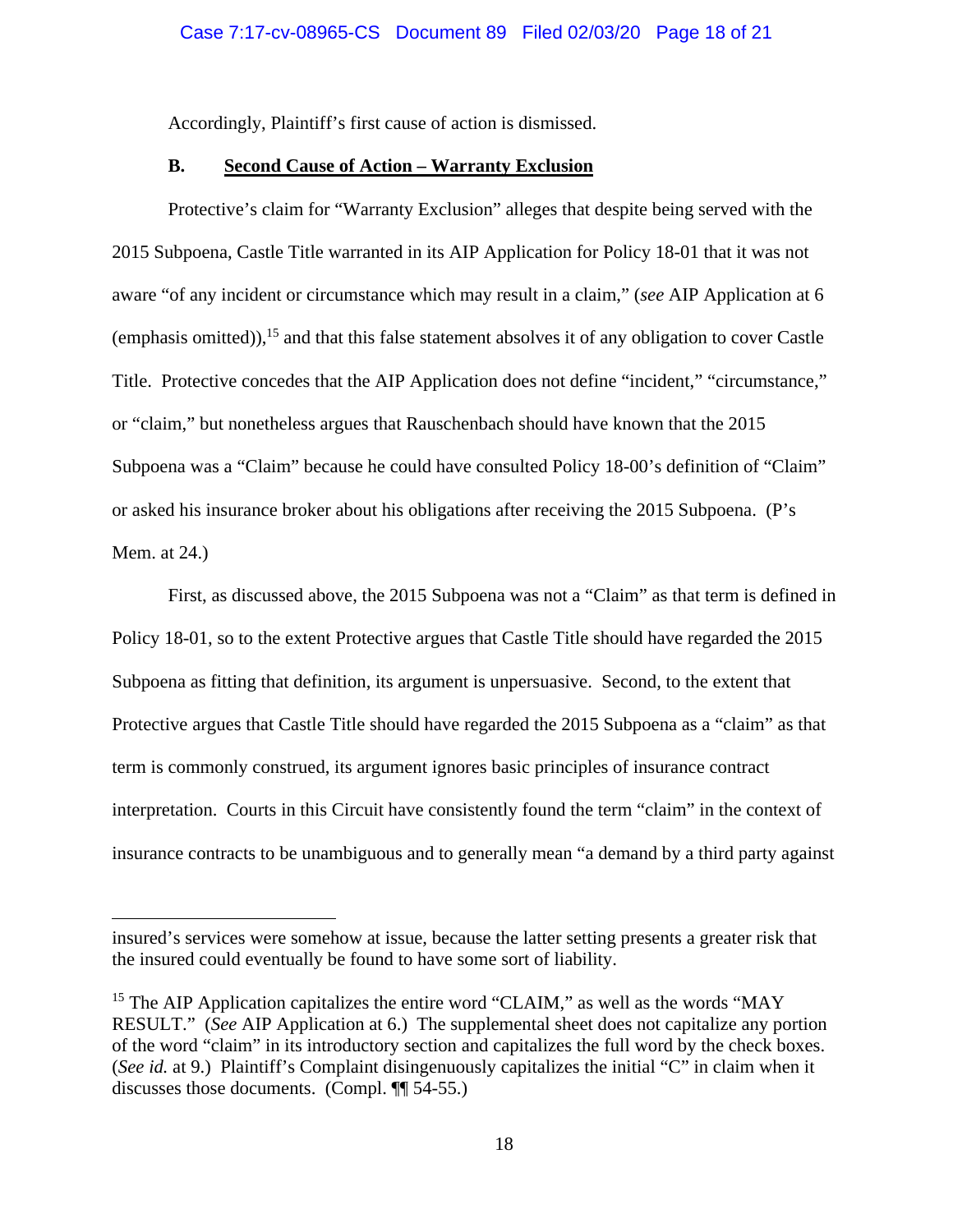Accordingly, Plaintiff's first cause of action is dismissed.

**B. Second Cause of Action – Warranty Exclusion**

Protective's claim for "Warranty Exclusion" alleges that despite being served with the 2015 Subpoena, Castle Title warranted in its AIP Application for Policy 18-01 that it was not aware "of any incident or circumstance which may result in a claim," (*see* AIP Application at 6 (emphasis omitted)),[15] and that this false statement absolves it of any obligation to cover Castle Title. Protective concedes that the AIP Application does not define "incident," "circumstance," or "claim," but nonetheless argues that Rauschenbach should have known that the 2015 Subpoena was a "Claim" because he could have consulted Policy 18-00's definition of "Claim" or asked his insurance broker about his obligations after receiving the 2015 Subpoena. (P's Mem. at 24.)

First, as discussed above, the 2015 Subpoena was not a "Claim" as that term is defined in Policy 18-01, so to the extent Protective argues that Castle Title should have regarded the 2015 Subpoena as fitting that definition, its argument is unpersuasive. Second, to the extent that Protective argues that Castle Title should have regarded the 2015 Subpoena as a "claim" as that term is commonly construed, its argument ignores basic principles of insurance contract interpretation. Courts in this Circuit have consistently found the term "claim" in the context of insurance contracts to be unambiguous and to generally mean "a demand by a third party against

---

insured's services were somehow at issue, because the latter setting presents a greater risk that the insured could eventually be found to have some sort of liability.

[15] The AIP Application capitalizes the entire word "CLAIM," as well as the words "MAY RESULT." (*See* AIP Application at 6.) The supplemental sheet does not capitalize any portion of the word "claim" in its introductory section and capitalizes the full word by the check boxes. (*See id.* at 9.) Plaintiff's Complaint disingenuously capitalizes the initial "C" in claim when it discusses those documents. (Compl. ¶¶ 54-55.)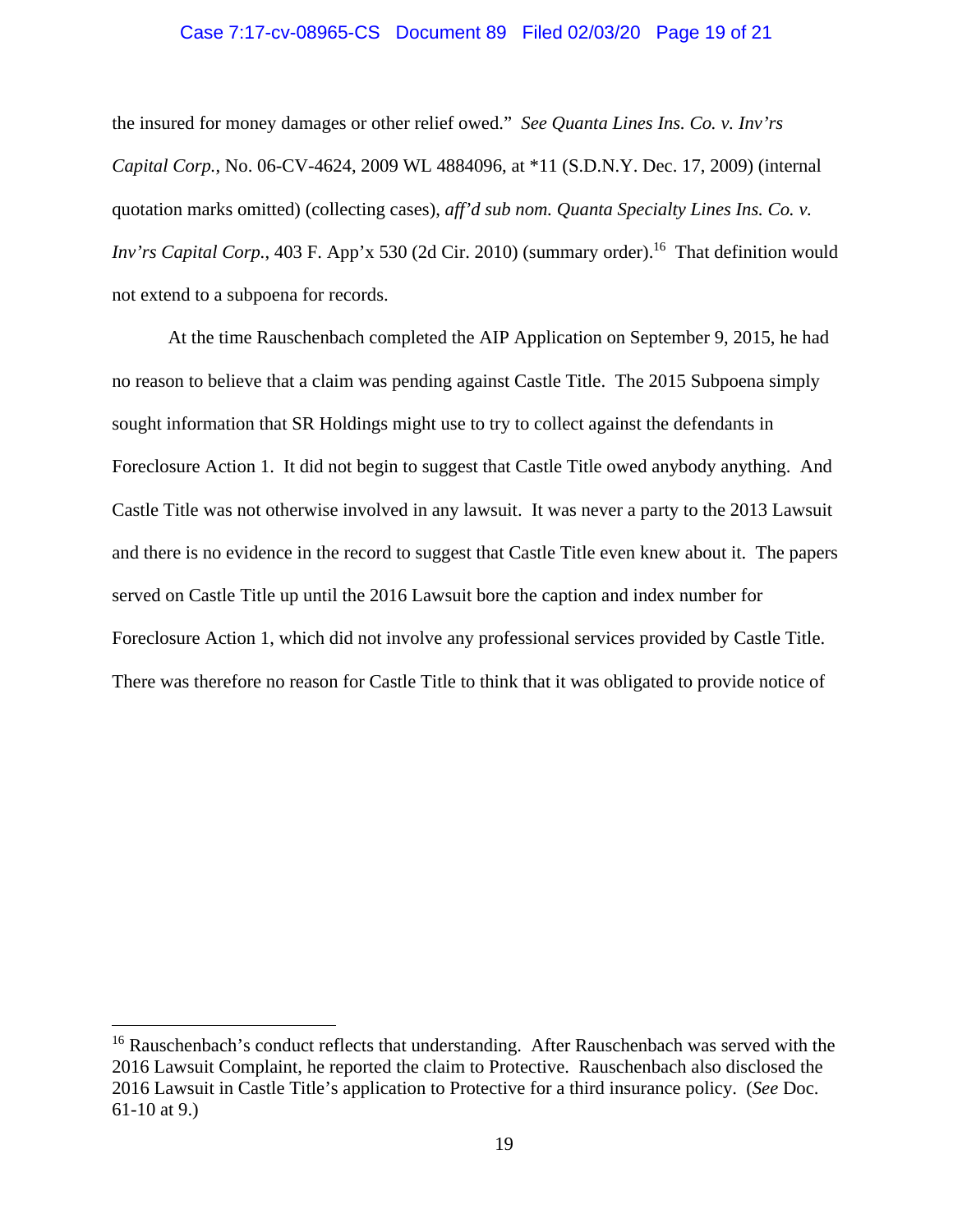the insured for money damages or other relief owed." *See Quanta Lines Ins. Co. v. Inv'rs Capital Corp.*, No. 06-CV-4624, 2009 WL 4884096, at *11 (S.D.N.Y. Dec. 17, 2009) (internal quotation marks omitted) (collecting cases), *aff'd sub nom. Quanta Specialty Lines Ins. Co. v. Inv'rs Capital Corp.*, 403 F. App'x 530 (2d Cir. 2010) (summary order).[16] That definition would not extend to a subpoena for records.

At the time Rauschenbach completed the AIP Application on September 9, 2015, he had no reason to believe that a claim was pending against Castle Title. The 2015 Subpoena simply sought information that SR Holdings might use to try to collect against the defendants in Foreclosure Action 1. It did not begin to suggest that Castle Title owed anybody anything. And Castle Title was not otherwise involved in any lawsuit. It was never a party to the 2013 Lawsuit and there is no evidence in the record to suggest that Castle Title even knew about it. The papers served on Castle Title up until the 2016 Lawsuit bore the caption and index number for Foreclosure Action 1, which did not involve any professional services provided by Castle Title. There was therefore no reason for Castle Title to think that it was obligated to provide notice of

---

[16] Rauschenbach's conduct reflects that understanding. After Rauschenbach was served with the 2016 Lawsuit Complaint, he reported the claim to Protective. Rauschenbach also disclosed the 2016 Lawsuit in Castle Title's application to Protective for a third insurance policy. (*See* Doc. 61-10 at 9.)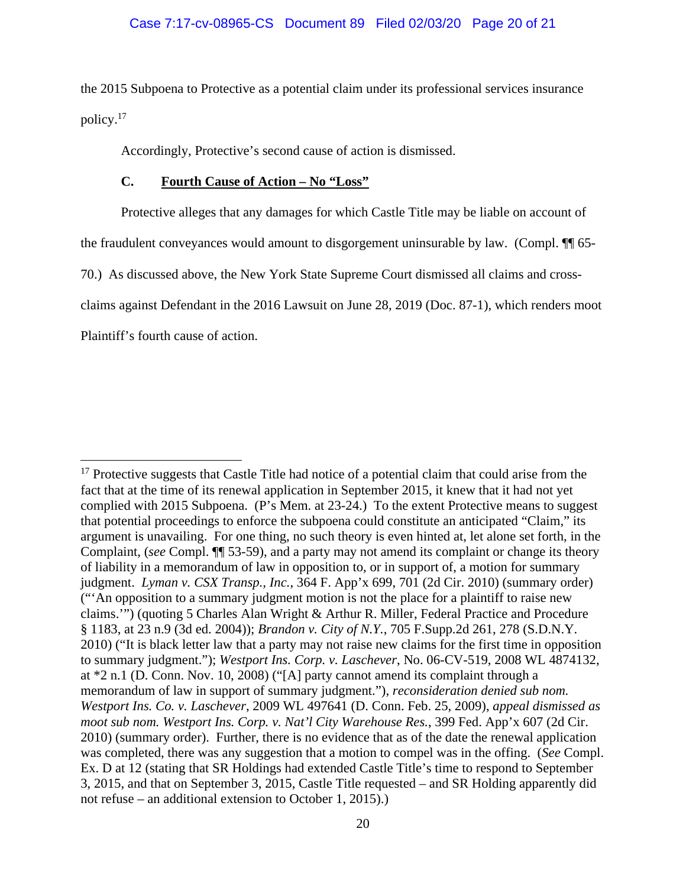the 2015 Subpoena to Protective as a potential claim under its professional services insurance policy.[17]

Accordingly, Protective's second cause of action is dismissed.

### C. **Fourth Cause of Action – No "Loss"**

Protective alleges that any damages for which Castle Title may be liable on account of the fraudulent conveyances would amount to disgorgement uninsurable by law. (Compl. ¶¶ 65-70.) As discussed above, the New York State Supreme Court dismissed all claims and cross-claims against Defendant in the 2016 Lawsuit on June 28, 2019 (Doc. 87-1), which renders moot Plaintiff's fourth cause of action.

---

[17] Protective suggests that Castle Title had notice of a potential claim that could arise from the fact that at the time of its renewal application in September 2015, it knew that it had not yet complied with 2015 Subpoena. (P's Mem. at 23-24.) To the extent Protective means to suggest that potential proceedings to enforce the subpoena could constitute an anticipated "Claim," its argument is unavailing. For one thing, no such theory is even hinted at, let alone set forth, in the Complaint, (*see* Compl. ¶¶ 53-59), and a party may not amend its complaint or change its theory of liability in a memorandum of law in opposition to, or in support of, a motion for summary judgment. *Lyman v. CSX Transp., Inc.*, 364 F. App'x 699, 701 (2d Cir. 2010) (summary order) ("'An opposition to a summary judgment motion is not the place for a plaintiff to raise new claims.'") (quoting 5 Charles Alan Wright & Arthur R. Miller, Federal Practice and Procedure § 1183, at 23 n.9 (3d ed. 2004)); *Brandon v. City of N.Y.*, 705 F.Supp.2d 261, 278 (S.D.N.Y. 2010) ("It is black letter law that a party may not raise new claims for the first time in opposition to summary judgment."); *Westport Ins. Corp. v. Laschever*, No. 06-CV-519, 2008 WL 4874132, at *2 n.1 (D. Conn. Nov. 10, 2008) ("[A] party cannot amend its complaint through a memorandum of law in support of summary judgment."), *reconsideration denied sub nom. Westport Ins. Co. v. Laschever*, 2009 WL 497641 (D. Conn. Feb. 25, 2009), *appeal dismissed as moot sub nom. Westport Ins. Corp. v. Nat'l City Warehouse Res.*, 399 Fed. App'x 607 (2d Cir. 2010) (summary order). Further, there is no evidence that as of the date the renewal application was completed, there was any suggestion that a motion to compel was in the offing. (*See* Compl. Ex. D at 12 (stating that SR Holdings had extended Castle Title's time to respond to September 3, 2015, and that on September 3, 2015, Castle Title requested – and SR Holding apparently did not refuse – an additional extension to October 1, 2015).)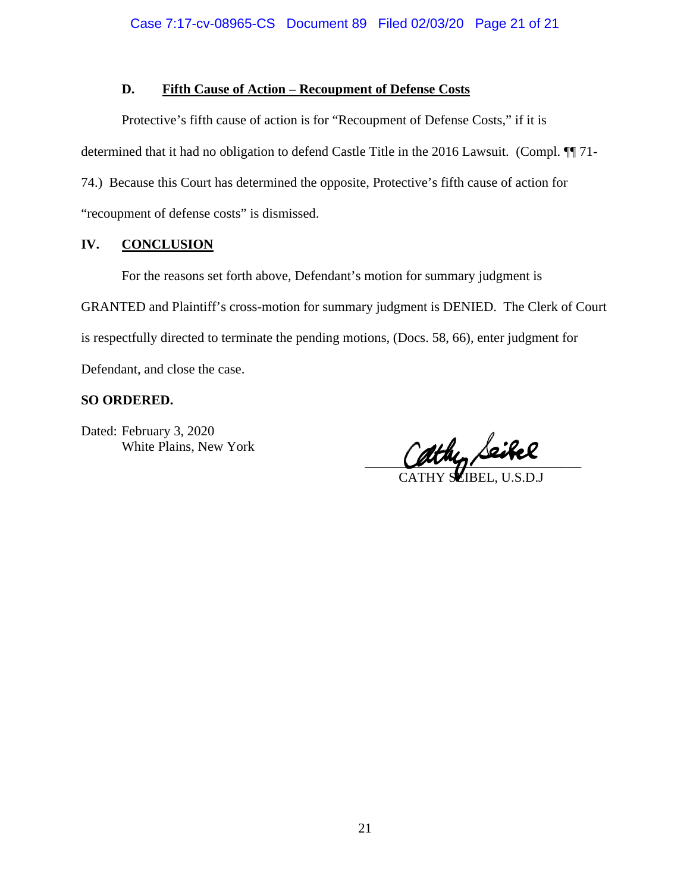### D. Fifth Cause of Action – Recoupment of Defense Costs

Protective's fifth cause of action is for "Recoupment of Defense Costs," if it is determined that it had no obligation to defend Castle Title in the 2016 Lawsuit. (Compl. ¶¶ 71-74.) Because this Court has determined the opposite, Protective's fifth cause of action for "recoupment of defense costs" is dismissed.

## IV. CONCLUSION

For the reasons set forth above, Defendant's motion for summary judgment is GRANTED and Plaintiff's cross-motion for summary judgment is DENIED. The Clerk of Court is respectfully directed to terminate the pending motions, (Docs. 58, 66), enter judgment for Defendant, and close the case.

**SO ORDERED.**

Dated: February 3, 2020
White Plains, New York

CATHY SEIBEL, U.S.D.J